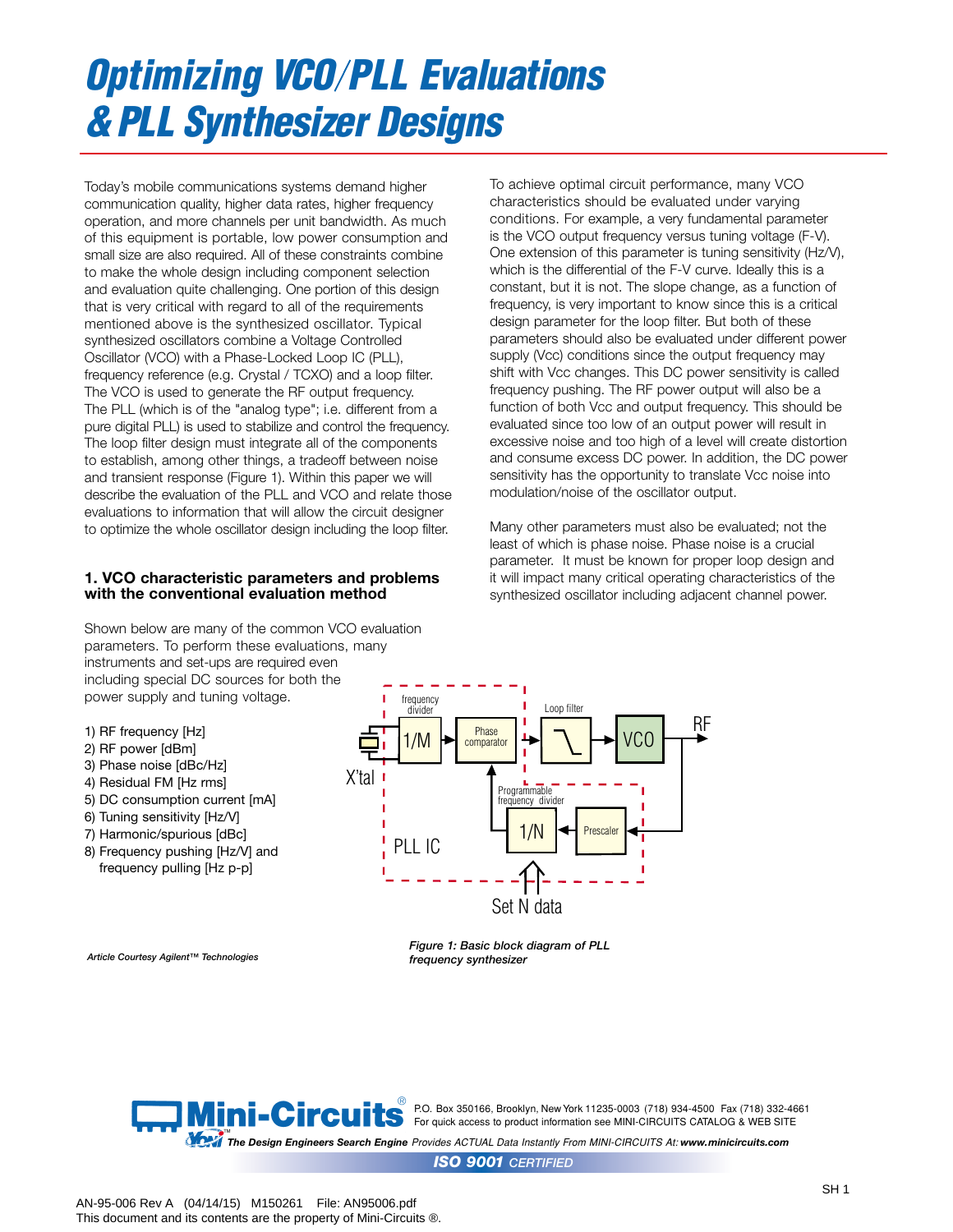# Optimizing VCO/PLL Evaluations & PLL Synthesizer Designs

Today's mobile communications systems demand higher communication quality, higher data rates, higher frequency operation, and more channels per unit bandwidth. As much of this equipment is portable, low power consumption and small size are also required. All of these constraints combine to make the whole design including component selection and evaluation quite challenging. One portion of this design that is very critical with regard to all of the requirements mentioned above is the synthesized oscillator. Typical synthesized oscillators combine a Voltage Controlled Oscillator (VCO) with a Phase-Locked Loop IC (PLL), frequency reference (e.g. Crystal / TCXO) and a loop filter. The VCO is used to generate the RF output frequency. The PLL (which is of the "analog type"; i.e. different from a pure digital PLL) is used to stabilize and control the frequency. The loop filter design must integrate all of the components to establish, among other things, a tradeoff between noise and transient response (Figure 1). Within this paper we will describe the evaluation of the PLL and VCO and relate those evaluations to information that will allow the circuit designer to optimize the whole oscillator design including the loop filter.

## 1. VCO characteristic parameters and problems with the conventional evaluation method

Shown below are many of the common VCO evaluation parameters. To perform these evaluations, many instruments and set-ups are required even including special DC sources for both the power supply and tuning voltage.

1) RF frequency [Hz]
2) RF power [dBm]
3) Phase noise [dBc/Hz]
4) Residual FM [Hz rms]
5) DC consumption current [mA]
6) Tuning sensitivity [Hz/V]
7) Harmonic/spurious [dBc]
8) Frequency pushing [Hz/V] and frequency pulling [Hz p-p]

To achieve optimal circuit performance, many VCO characteristics should be evaluated under varying conditions. For example, a very fundamental parameter is the VCO output frequency versus tuning voltage (F-V). One extension of this parameter is tuning sensitivity (Hz/V), which is the differential of the F-V curve. Ideally this is a constant, but it is not. The slope change, as a function of frequency, is very important to know since this is a critical design parameter for the loop filter. But both of these parameters should also be evaluated under different power supply (Vcc) conditions since the output frequency may shift with Vcc changes. This DC power sensitivity is called frequency pushing. The RF power output will also be a function of both Vcc and output frequency. This should be evaluated since too low of an output power will result in excessive noise and too high of a level will create distortion and consume excess DC power. In addition, the DC power sensitivity has the opportunity to translate Vcc noise into modulation/noise of the oscillator output.

Many other parameters must also be evaluated; not the least of which is phase noise. Phase noise is a crucial parameter. It must be known for proper loop design and it will impact many critical operating characteristics of the synthesized oscillator including adjacent channel power.

*Figure 1: Basic block diagram of PLL frequency synthesizer*

*Article Courtesy Agilent™ Technologies*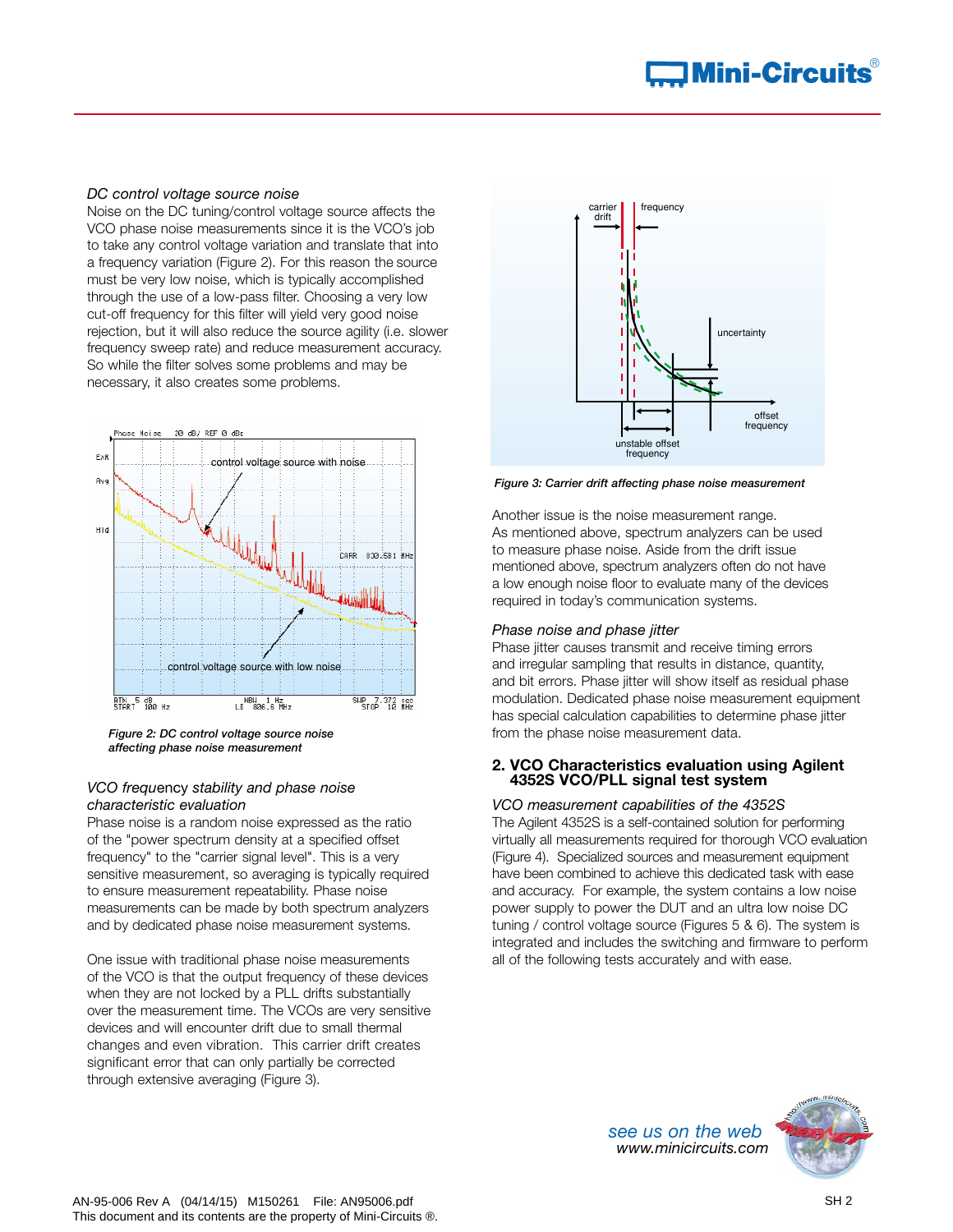*DC control voltage source noise*

Noise on the DC tuning/control voltage source affects the VCO phase noise measurements since it is the VCO's job to take any control voltage variation and translate that into a frequency variation (Figure 2). For this reason the source must be very low noise, which is typically accomplished through the use of a low-pass filter. Choosing a very low cut-off frequency for this filter will yield very good noise rejection, but it will also reduce the source agility (i.e. slower frequency sweep rate) and reduce measurement accuracy. So while the filter solves some problems and may be necessary, it also creates some problems.

***Figure 2: DC control voltage source noise affecting phase noise measurement***

*VCO frequency stability and phase noise characteristic evaluation*

Phase noise is a random noise expressed as the ratio of the "power spectrum density at a specified offset frequency" to the "carrier signal level". This is a very sensitive measurement, so averaging is typically required to ensure measurement repeatability. Phase noise measurements can be made by both spectrum analyzers and by dedicated phase noise measurement systems.

One issue with traditional phase noise measurements of the VCO is that the output frequency of these devices when they are not locked by a PLL drifts substantially over the measurement time. The VCOs are very sensitive devices and will encounter drift due to small thermal changes and even vibration. This carrier drift creates significant error that can only partially be corrected through extensive averaging (Figure 3).

***Figure 3: Carrier drift affecting phase noise measurement***

Another issue is the noise measurement range. As mentioned above, spectrum analyzers can be used to measure phase noise. Aside from the drift issue mentioned above, spectrum analyzers often do not have a low enough noise floor to evaluate many of the devices required in today's communication systems.

*Phase noise and phase jitter*

Phase jitter causes transmit and receive timing errors and irregular sampling that results in distance, quantity, and bit errors. Phase jitter will show itself as residual phase modulation. Dedicated phase noise measurement equipment has special calculation capabilities to determine phase jitter from the phase noise measurement data.

## 2. VCO Characteristics evaluation using Agilent 4352S VCO/PLL signal test system

*VCO measurement capabilities of the 4352S*

The Agilent 4352S is a self-contained solution for performing virtually all measurements required for thorough VCO evaluation (Figure 4). Specialized sources and measurement equipment have been combined to achieve this dedicated task with ease and accuracy. For example, the system contains a low noise power supply to power the DUT and an ultra low noise DC tuning / control voltage source (Figures 5 & 6). The system is integrated and includes the switching and firmware to perform all of the following tests accurately and with ease.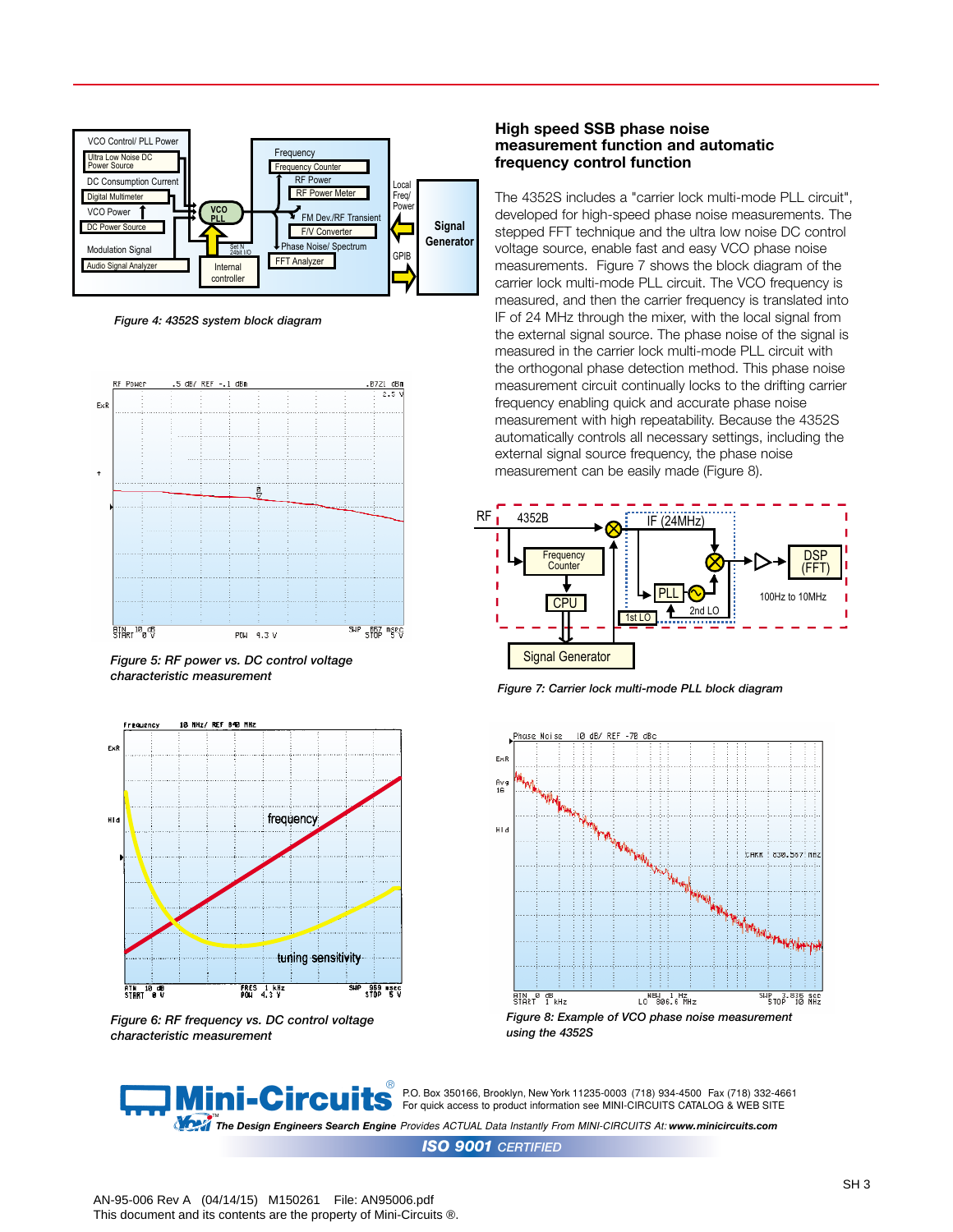*Figure 4: 4352S system block diagram*

*Figure 5: RF power vs. DC control voltage characteristic measurement*

*Figure 6: RF frequency vs. DC control voltage characteristic measurement*

## High speed SSB phase noise measurement function and automatic frequency control function

The 4352S includes a "carrier lock multi-mode PLL circuit", developed for high-speed phase noise measurements. The stepped FFT technique and the ultra low noise DC control voltage source, enable fast and easy VCO phase noise measurements. Figure 7 shows the block diagram of the carrier lock multi-mode PLL circuit. The VCO frequency is measured, and then the carrier frequency is translated into IF of 24 MHz through the mixer, with the local signal from the external signal source. The phase noise of the signal is measured in the carrier lock multi-mode PLL circuit with the orthogonal phase detection method. This phase noise measurement circuit continually locks to the drifting carrier frequency enabling quick and accurate phase noise measurement with high repeatability. Because the 4352S automatically controls all necessary settings, including the external signal source frequency, the phase noise measurement can be easily made (Figure 8).

*Figure 7: Carrier lock multi-mode PLL block diagram*

*Figure 8: Example of VCO phase noise measurement using the 4352S*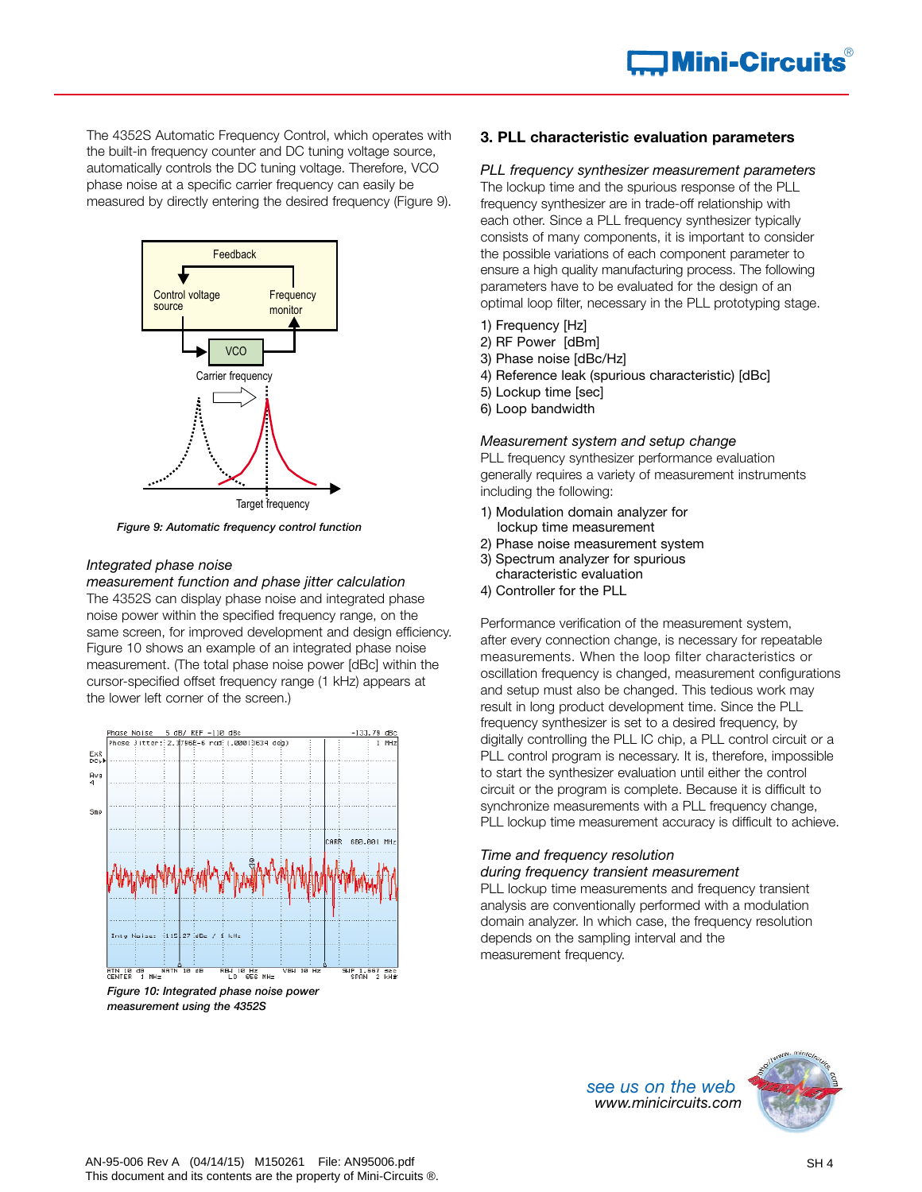The 4352S Automatic Frequency Control, which operates with the built-in frequency counter and DC tuning voltage source, automatically controls the DC tuning voltage. Therefore, VCO phase noise at a specific carrier frequency can easily be measured by directly entering the desired frequency (Figure 9).

*Figure 9: Automatic frequency control function*

*Integrated phase noise measurement function and phase jitter calculation*

The 4352S can display phase noise and integrated phase noise power within the specified frequency range, on the same screen, for improved development and design efficiency. Figure 10 shows an example of an integrated phase noise measurement. (The total phase noise power [dBc] within the cursor-specified offset frequency range (1 kHz) appears at the lower left corner of the screen.)

*Figure 10: Integrated phase noise power measurement using the 4352S*

### 3. PLL characteristic evaluation parameters

*PLL frequency synthesizer measurement parameters*

The lockup time and the spurious response of the PLL frequency synthesizer are in trade-off relationship with each other. Since a PLL frequency synthesizer typically consists of many components, it is important to consider the possible variations of each component parameter to ensure a high quality manufacturing process. The following parameters have to be evaluated for the design of an optimal loop filter, necessary in the PLL prototyping stage.

1) Frequency [Hz]
2) RF Power [dBm]
3) Phase noise [dBc/Hz]
4) Reference leak (spurious characteristic) [dBc]
5) Lockup time [sec]
6) Loop bandwidth

*Measurement system and setup change*

PLL frequency synthesizer performance evaluation generally requires a variety of measurement instruments including the following:

1) Modulation domain analyzer for lockup time measurement
2) Phase noise measurement system
3) Spectrum analyzer for spurious characteristic evaluation
4) Controller for the PLL

Performance verification of the measurement system, after every connection change, is necessary for repeatable measurements. When the loop filter characteristics or oscillation frequency is changed, measurement configurations and setup must also be changed. This tedious work may result in long product development time. Since the PLL frequency synthesizer is set to a desired frequency, by digitally controlling the PLL IC chip, a PLL control circuit or a PLL control program is necessary. It is, therefore, impossible to start the synthesizer evaluation until either the control circuit or the program is complete. Because it is difficult to synchronize measurements with a PLL frequency change, PLL lockup time measurement accuracy is difficult to achieve.

*Time and frequency resolution during frequency transient measurement*

PLL lockup time measurements and frequency transient analysis are conventionally performed with a modulation domain analyzer. In which case, the frequency resolution depends on the sampling interval and the measurement frequency.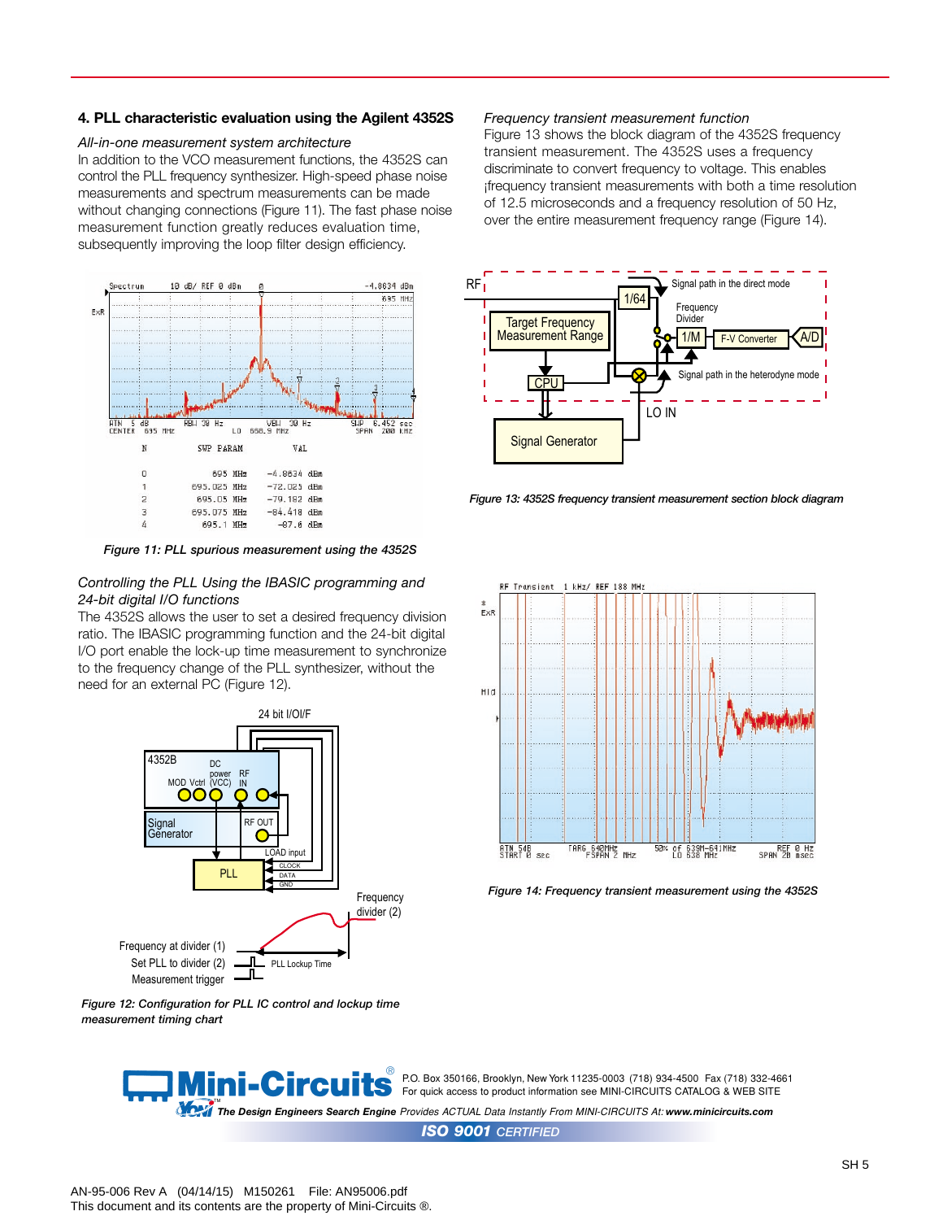## 4. PLL characteristic evaluation using the Agilent 4352S

*All-in-one measurement system architecture*

In addition to the VCO measurement functions, the 4352S can control the PLL frequency synthesizer. High-speed phase noise measurements and spectrum measurements can be made without changing connections (Figure 11). The fast phase noise measurement function greatly reduces evaluation time, subsequently improving the loop filter design efficiency.

| N | SWP PARAM | VAL |
|---|---|---|
| 0 | 695 MHz | -4.8834 dBm |
| 1 | 695.025 MHz | -72.025 dBm |
| 2 | 695.05 MHz | -79.182 dBm |
| 3 | 695.075 MHz | -84.418 dBm |
| 4 | 695.1 MHz | -87.6 dBm |

*Figure 11: PLL spurious measurement using the 4352S*

*Controlling the PLL Using the IBASIC programming and 24-bit digital I/O functions*

The 4352S allows the user to set a desired frequency division ratio. The IBASIC programming function and the 24-bit digital I/O port enable the lock-up time measurement to synchronize to the frequency change of the PLL synthesizer, without the need for an external PC (Figure 12).

*Figure 12: Configuration for PLC IC control and lockup time measurement timing chart*

*Frequency transient measurement function*

Figure 13 shows the block diagram of the 4352S frequency transient measurement. The 4352S uses a frequency discriminate to convert frequency to voltage. This enables ¡frequency transient measurements with both a time resolution of 12.5 microseconds and a frequency resolution of 50 Hz, over the entire measurement frequency range (Figure 14).

*Figure 13: 4352S frequency transient measurement section block diagram*

*Figure 14: Frequency transient measurement using the 4352S*

P.O. Box 350166, Brooklyn, New York 11235-0003 (718) 934-4500 Fax (718) 332-4661
For quick access to product information see MINI-CIRCUITS CATALOG & WEB SITE

*The Design Engineers Search Engine Provides ACTUAL Data Instantly From MINI-CIRCUITS At: www.minicircuits.com*

**ISO 9001** CERTIFIED

AN-95-006 Rev A (04/14/15) M150261 File: AN95006.pdf
This document and its contents are the property of Mini-Circuits ®.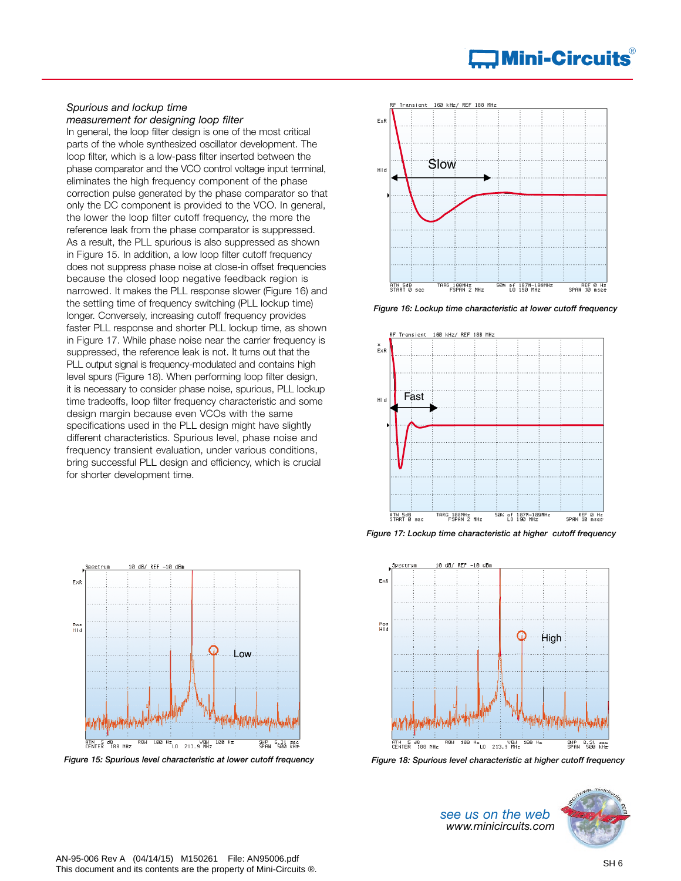*Spurious and lockup time measurement for designing loop filter*

In general, the loop filter design is one of the most critical parts of the whole synthesized oscillator development. The loop filter, which is a low-pass filter inserted between the phase comparator and the VCO control voltage input terminal, eliminates the high frequency component of the phase correction pulse generated by the phase comparator so that only the DC component is provided to the VCO. In general, the lower the loop filter cutoff frequency, the more the reference leak from the phase comparator is suppressed. As a result, the PLL spurious is also suppressed as shown in Figure 15. In addition, a low loop filter cutoff frequency does not suppress phase noise at close-in offset frequencies because the closed loop negative feedback region is narrowed. It makes the PLL response slower (Figure 16) and the settling time of frequency switching (PLL lockup time) longer. Conversely, increasing cutoff frequency provides faster PLL response and shorter PLL lockup time, as shown in Figure 17. While phase noise near the carrier frequency is suppressed, the reference leak is not. It turns out that the PLL output signal is frequency-modulated and contains high level spurs (Figure 18). When performing loop filter design, it is necessary to consider phase noise, spurious, PLL lockup time tradeoffs, loop filter frequency characteristic and some design margin because even VCOs with the same specifications used in the PLL design might have slightly different characteristics. Spurious level, phase noise and frequency transient evaluation, under various conditions, bring successful PLL design and efficiency, which is crucial for shorter development time.

*Figure 16: Lockup time characteristic at lower cutoff frequency*

*Figure 17: Lockup time characteristic at higher cutoff frequency*

*Figure 15: Spurious level characteristic at lower cutoff frequency*

*Figure 18: Spurious level characteristic at higher cutoff frequency*

AN-95-006 Rev A (04/14/15) M150261 File: AN95006.pdf
This document and its contents are the property of Mini-Circuits ®.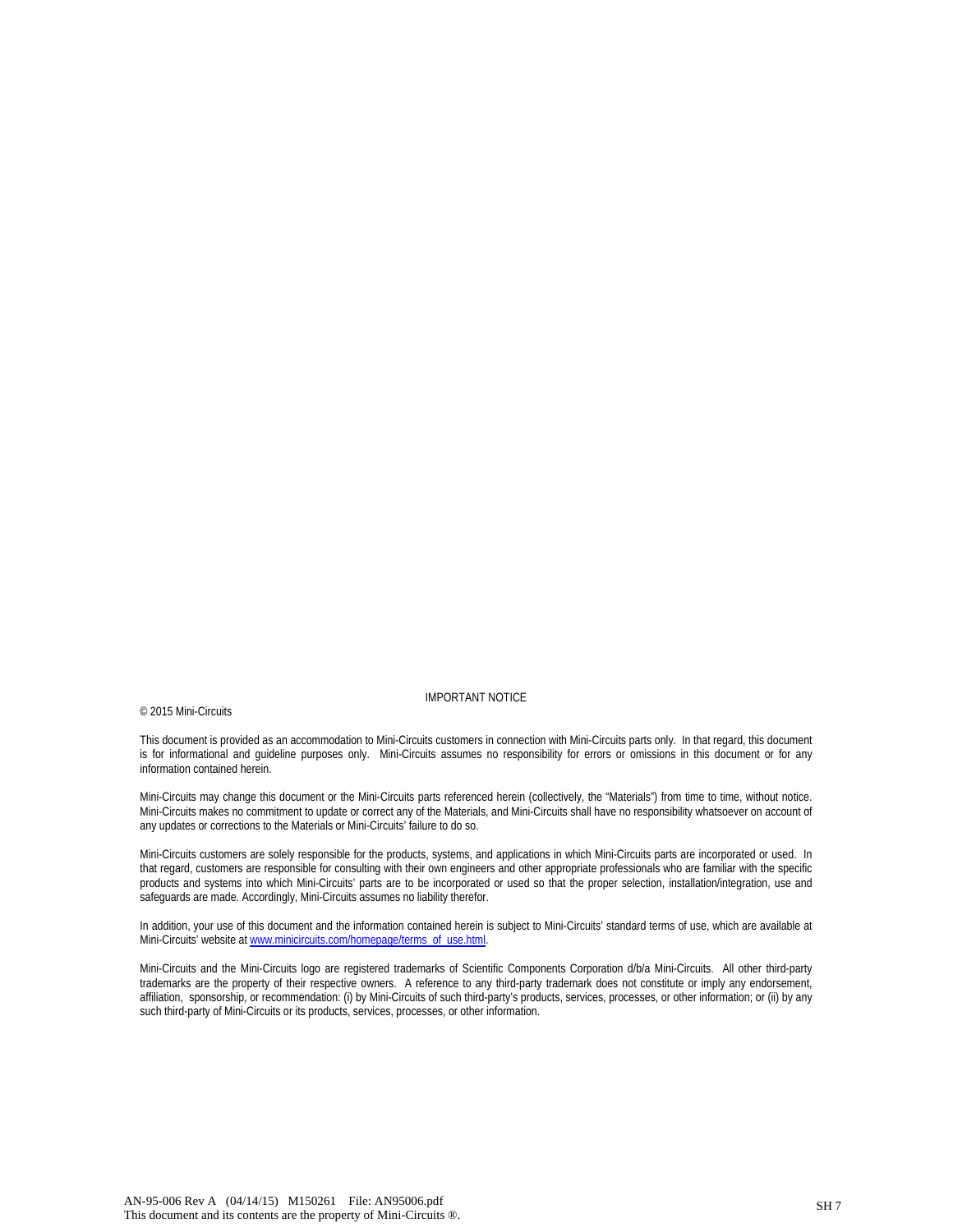IMPORTANT NOTICE

© 2015 Mini-Circuits

This document is provided as an accommodation to Mini-Circuits customers in connection with Mini-Circuits parts only. In that regard, this document is for informational and guideline purposes only. Mini-Circuits assumes no responsibility for errors or omissions in this document or for any information contained herein.

Mini-Circuits may change this document or the Mini-Circuits parts referenced herein (collectively, the "Materials") from time to time, without notice. Mini-Circuits makes no commitment to update or correct any of the Materials, and Mini-Circuits shall have no responsibility whatsoever on account of any updates or corrections to the Materials or Mini-Circuits' failure to do so.

Mini-Circuits customers are solely responsible for the products, systems, and applications in which Mini-Circuits parts are incorporated or used. In that regard, customers are responsible for consulting with their own engineers and other appropriate professionals who are familiar with the specific products and systems into which Mini-Circuits' parts are to be incorporated or used so that the proper selection, installation/integration, use and safeguards are made. Accordingly, Mini-Circuits assumes no liability therefor.

In addition, your use of this document and the information contained herein is subject to Mini-Circuits' standard terms of use, which are available at Mini-Circuits' website at www.minicircuits.com/homepage/terms_of_use.html.

Mini-Circuits and the Mini-Circuits logo are registered trademarks of Scientific Components Corporation d/b/a Mini-Circuits. All other third-party trademarks are the property of their respective owners. A reference to any third-party trademark does not constitute or imply any endorsement, affiliation, sponsorship, or recommendation: (i) by Mini-Circuits of such third-party's products, services, processes, or other information; or (ii) by any such third-party of Mini-Circuits or its products, services, processes, or other information.